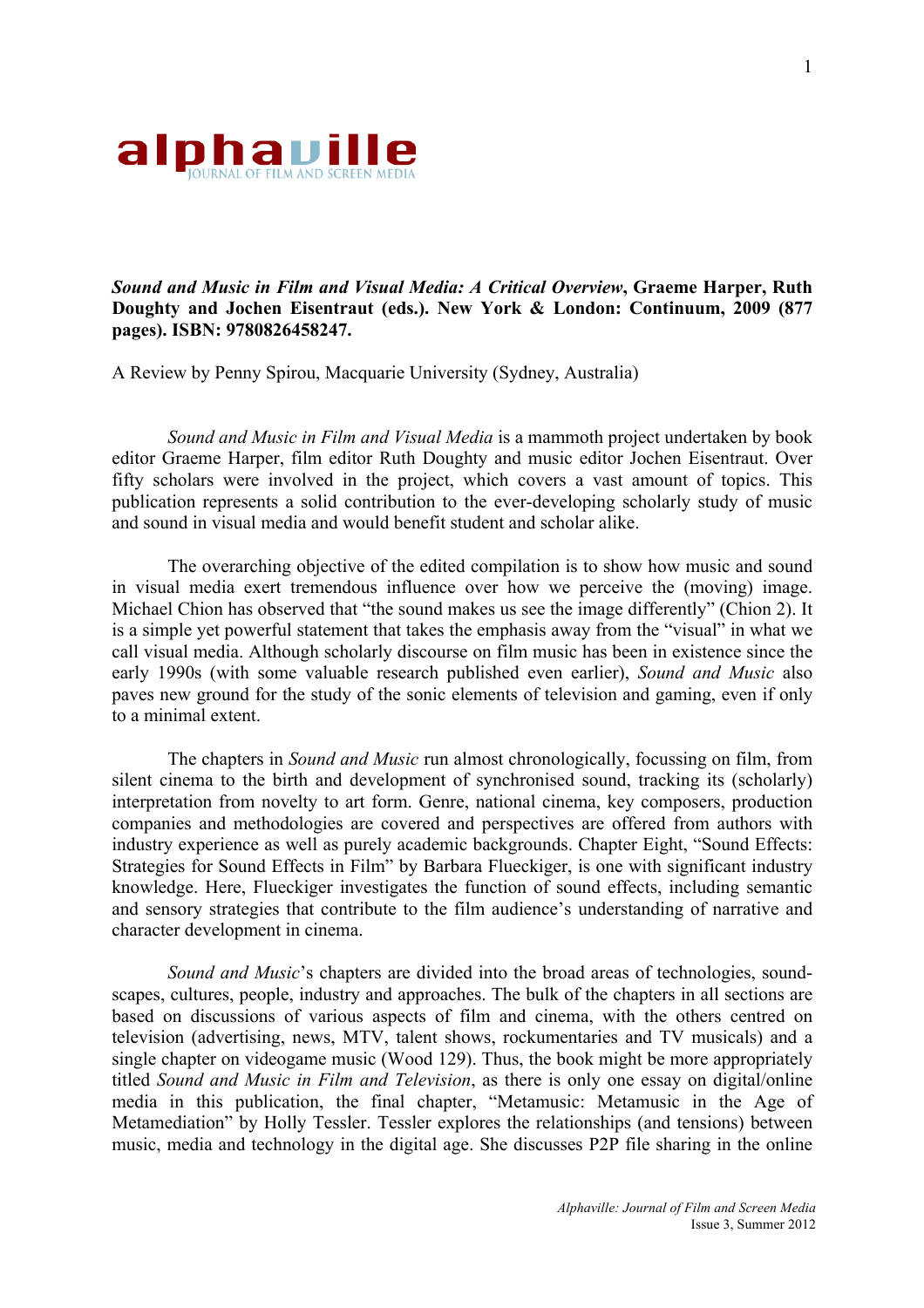**alphaville**
JOURNAL OF FILM AND SCREEN MEDIA

***Sound and Music in Film and Visual Media: A Critical Overview*, Graeme Harper, Ruth Doughty and Jochen Eisentraut (eds.). New York & London: Continuum, 2009 (877 pages). ISBN: 9780826458247.**

A Review by Penny Spirou, Macquarie University (Sydney, Australia)

*Sound and Music in Film and Visual Media* is a mammoth project undertaken by book editor Graeme Harper, film editor Ruth Doughty and music editor Jochen Eisentraut. Over fifty scholars were involved in the project, which covers a vast amount of topics. This publication represents a solid contribution to the ever-developing scholarly study of music and sound in visual media and would benefit student and scholar alike.

The overarching objective of the edited compilation is to show how music and sound in visual media exert tremendous influence over how we perceive the (moving) image. Michael Chion has observed that "the sound makes us see the image differently" (Chion 2). It is a simple yet powerful statement that takes the emphasis away from the "visual" in what we call visual media. Although scholarly discourse on film music has been in existence since the early 1990s (with some valuable research published even earlier), *Sound and Music* also paves new ground for the study of the sonic elements of television and gaming, even if only to a minimal extent.

The chapters in *Sound and Music* run almost chronologically, focussing on film, from silent cinema to the birth and development of synchronised sound, tracking its (scholarly) interpretation from novelty to art form. Genre, national cinema, key composers, production companies and methodologies are covered and perspectives are offered from authors with industry experience as well as purely academic backgrounds. Chapter Eight, "Sound Effects: Strategies for Sound Effects in Film" by Barbara Flueckiger, is one with significant industry knowledge. Here, Flueckiger investigates the function of sound effects, including semantic and sensory strategies that contribute to the film audience's understanding of narrative and character development in cinema.

*Sound and Music*'s chapters are divided into the broad areas of technologies, sound-scapes, cultures, people, industry and approaches. The bulk of the chapters in all sections are based on discussions of various aspects of film and cinema, with the others centred on television (advertising, news, MTV, talent shows, rockumentaries and TV musicals) and a single chapter on videogame music (Wood 129). Thus, the book might be more appropriately titled *Sound and Music in Film and Television*, as there is only one essay on digital/online media in this publication, the final chapter, "Metamusic: Metamusic in the Age of Metamediation" by Holly Tessler. Tessler explores the relationships (and tensions) between music, media and technology in the digital age. She discusses P2P file sharing in the online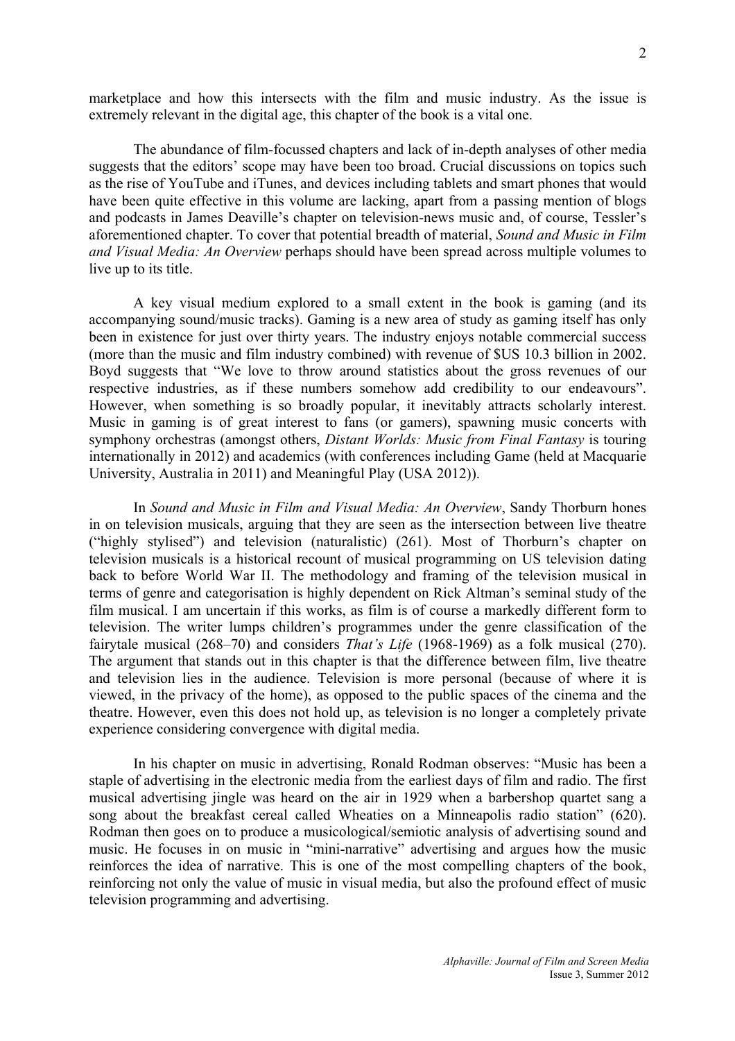marketplace and how this intersects with the film and music industry. As the issue is extremely relevant in the digital age, this chapter of the book is a vital one.

The abundance of film-focussed chapters and lack of in-depth analyses of other media suggests that the editors' scope may have been too broad. Crucial discussions on topics such as the rise of YouTube and iTunes, and devices including tablets and smart phones that would have been quite effective in this volume are lacking, apart from a passing mention of blogs and podcasts in James Deaville's chapter on television-news music and, of course, Tessler's aforementioned chapter. To cover that potential breadth of material, *Sound and Music in Film and Visual Media: An Overview* perhaps should have been spread across multiple volumes to live up to its title.

A key visual medium explored to a small extent in the book is gaming (and its accompanying sound/music tracks). Gaming is a new area of study as gaming itself has only been in existence for just over thirty years. The industry enjoys notable commercial success (more than the music and film industry combined) with revenue of $US 10.3 billion in 2002. Boyd suggests that "We love to throw around statistics about the gross revenues of our respective industries, as if these numbers somehow add credibility to our endeavours". However, when something is so broadly popular, it inevitably attracts scholarly interest. Music in gaming is of great interest to fans (or gamers), spawning music concerts with symphony orchestras (amongst others, *Distant Worlds: Music from Final Fantasy* is touring internationally in 2012) and academics (with conferences including Game (held at Macquarie University, Australia in 2011) and Meaningful Play (USA 2012)).

In *Sound and Music in Film and Visual Media: An Overview*, Sandy Thorburn hones in on television musicals, arguing that they are seen as the intersection between live theatre ("highly stylised") and television (naturalistic) (261). Most of Thorburn's chapter on television musicals is a historical recount of musical programming on US television dating back to before World War II. The methodology and framing of the television musical in terms of genre and categorisation is highly dependent on Rick Altman's seminal study of the film musical. I am uncertain if this works, as film is of course a markedly different form to television. The writer lumps children's programmes under the genre classification of the fairytale musical (268–70) and considers *That's Life* (1968-1969) as a folk musical (270). The argument that stands out in this chapter is that the difference between film, live theatre and television lies in the audience. Television is more personal (because of where it is viewed, in the privacy of the home), as opposed to the public spaces of the cinema and the theatre. However, even this does not hold up, as television is no longer a completely private experience considering convergence with digital media.

In his chapter on music in advertising, Ronald Rodman observes: "Music has been a staple of advertising in the electronic media from the earliest days of film and radio. The first musical advertising jingle was heard on the air in 1929 when a barbershop quartet sang a song about the breakfast cereal called Wheaties on a Minneapolis radio station" (620). Rodman then goes on to produce a musicological/semiotic analysis of advertising sound and music. He focuses in on music in "mini-narrative" advertising and argues how the music reinforces the idea of narrative. This is one of the most compelling chapters of the book, reinforcing not only the value of music in visual media, but also the profound effect of music television programming and advertising.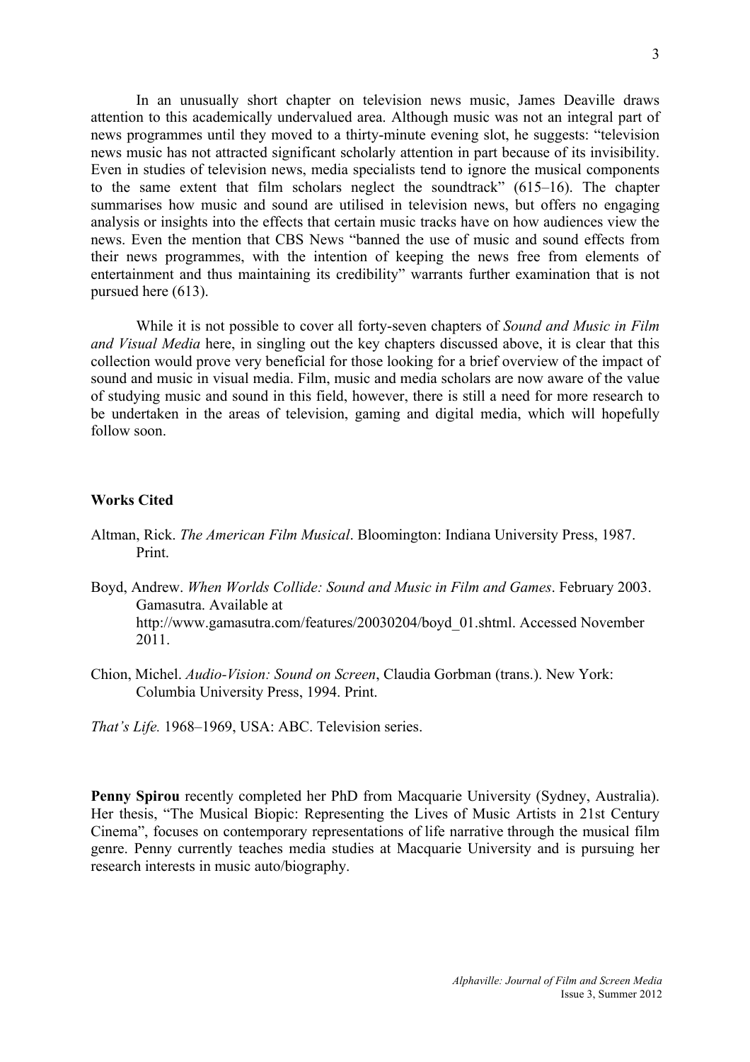In an unusually short chapter on television news music, James Deaville draws attention to this academically undervalued area. Although music was not an integral part of news programmes until they moved to a thirty-minute evening slot, he suggests: "television news music has not attracted significant scholarly attention in part because of its invisibility. Even in studies of television news, media specialists tend to ignore the musical components to the same extent that film scholars neglect the soundtrack" (615–16). The chapter summarises how music and sound are utilised in television news, but offers no engaging analysis or insights into the effects that certain music tracks have on how audiences view the news. Even the mention that CBS News "banned the use of music and sound effects from their news programmes, with the intention of keeping the news free from elements of entertainment and thus maintaining its credibility" warrants further examination that is not pursued here (613).

While it is not possible to cover all forty-seven chapters of *Sound and Music in Film and Visual Media* here, in singling out the key chapters discussed above, it is clear that this collection would prove very beneficial for those looking for a brief overview of the impact of sound and music in visual media. Film, music and media scholars are now aware of the value of studying music and sound in this field, however, there is still a need for more research to be undertaken in the areas of television, gaming and digital media, which will hopefully follow soon.

**Works Cited**

Altman, Rick. *The American Film Musical*. Bloomington: Indiana University Press, 1987. Print.

Boyd, Andrew. *When Worlds Collide: Sound and Music in Film and Games*. February 2003. Gamasutra. Available at http://www.gamasutra.com/features/20030204/boyd_01.shtml. Accessed November 2011.

Chion, Michel. *Audio-Vision: Sound on Screen*, Claudia Gorbman (trans.). New York: Columbia University Press, 1994. Print.

*That's Life.* 1968–1969, USA: ABC. Television series.

**Penny Spirou** recently completed her PhD from Macquarie University (Sydney, Australia). Her thesis, "The Musical Biopic: Representing the Lives of Music Artists in 21st Century Cinema", focuses on contemporary representations of life narrative through the musical film genre. Penny currently teaches media studies at Macquarie University and is pursuing her research interests in music auto/biography.